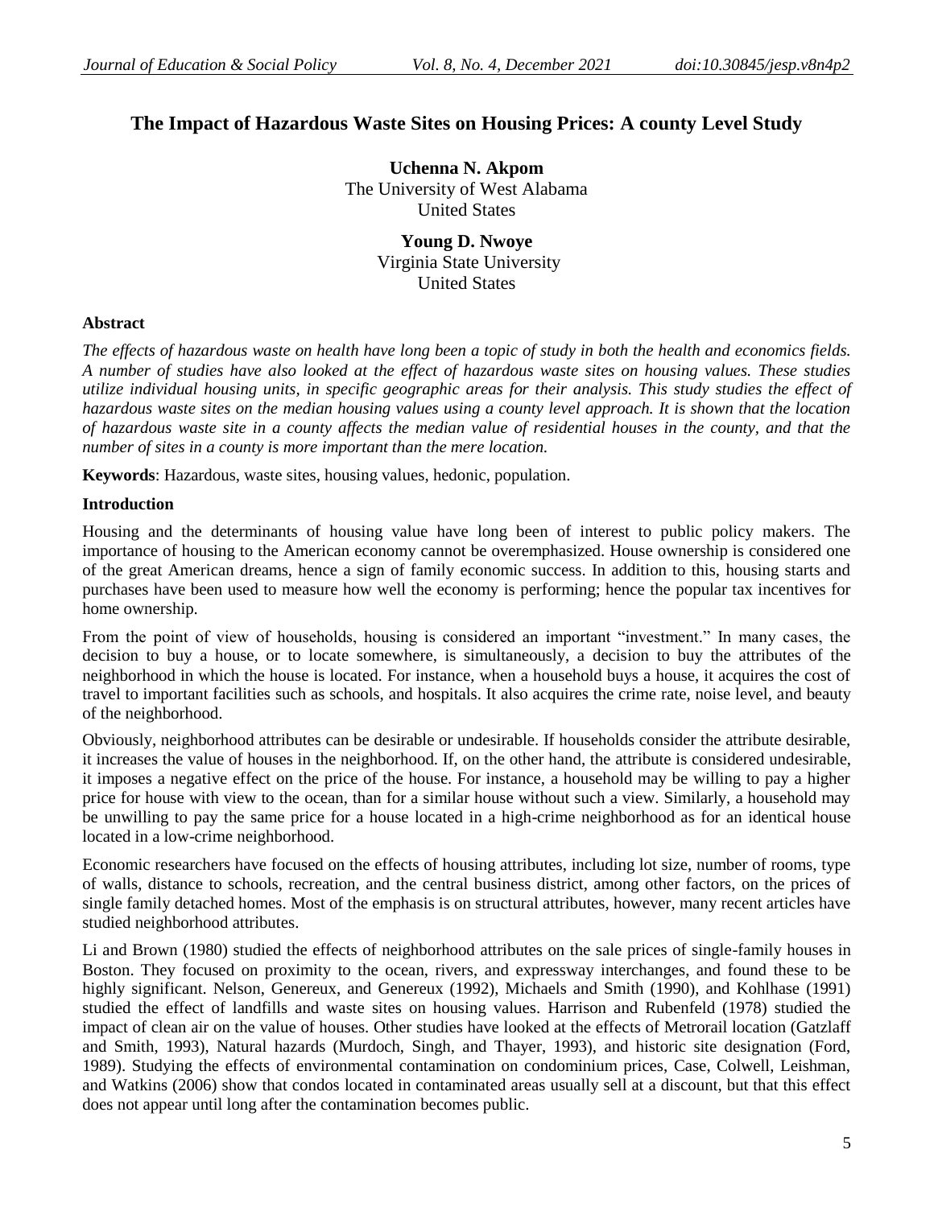# The Impact of Hazardous Waste Sites on Housing Prices: A county Level Study

**Uchenna N. Akpom**
The University of West Alabama
United States

**Young D. Nwoye**
Virginia State University
United States

## Abstract

*The effects of hazardous waste on health have long been a topic of study in both the health and economics fields. A number of studies have also looked at the effect of hazardous waste sites on housing values. These studies utilize individual housing units, in specific geographic areas for their analysis. This study studies the effect of hazardous waste sites on the median housing values using a county level approach. It is shown that the location of hazardous waste site in a county affects the median value of residential houses in the county, and that the number of sites in a county is more important than the mere location.*

**Keywords**: Hazardous, waste sites, housing values, hedonic, population.

## Introduction

Housing and the determinants of housing value have long been of interest to public policy makers. The importance of housing to the American economy cannot be overemphasized. House ownership is considered one of the great American dreams, hence a sign of family economic success. In addition to this, housing starts and purchases have been used to measure how well the economy is performing; hence the popular tax incentives for home ownership.

From the point of view of households, housing is considered an important "investment." In many cases, the decision to buy a house, or to locate somewhere, is simultaneously, a decision to buy the attributes of the neighborhood in which the house is located. For instance, when a household buys a house, it acquires the cost of travel to important facilities such as schools, and hospitals. It also acquires the crime rate, noise level, and beauty of the neighborhood.

Obviously, neighborhood attributes can be desirable or undesirable. If households consider the attribute desirable, it increases the value of houses in the neighborhood. If, on the other hand, the attribute is considered undesirable, it imposes a negative effect on the price of the house. For instance, a household may be willing to pay a higher price for house with view to the ocean, than for a similar house without such a view. Similarly, a household may be unwilling to pay the same price for a house located in a high-crime neighborhood as for an identical house located in a low-crime neighborhood.

Economic researchers have focused on the effects of housing attributes, including lot size, number of rooms, type of walls, distance to schools, recreation, and the central business district, among other factors, on the prices of single family detached homes. Most of the emphasis is on structural attributes, however, many recent articles have studied neighborhood attributes.

Li and Brown (1980) studied the effects of neighborhood attributes on the sale prices of single-family houses in Boston. They focused on proximity to the ocean, rivers, and expressway interchanges, and found these to be highly significant. Nelson, Genereux, and Genereux (1992), Michaels and Smith (1990), and Kohlhase (1991) studied the effect of landfills and waste sites on housing values. Harrison and Rubenfeld (1978) studied the impact of clean air on the value of houses. Other studies have looked at the effects of Metrorail location (Gatzlaff and Smith, 1993), Natural hazards (Murdoch, Singh, and Thayer, 1993), and historic site designation (Ford, 1989). Studying the effects of environmental contamination on condominium prices, Case, Colwell, Leishman, and Watkins (2006) show that condos located in contaminated areas usually sell at a discount, but that this effect does not appear until long after the contamination becomes public.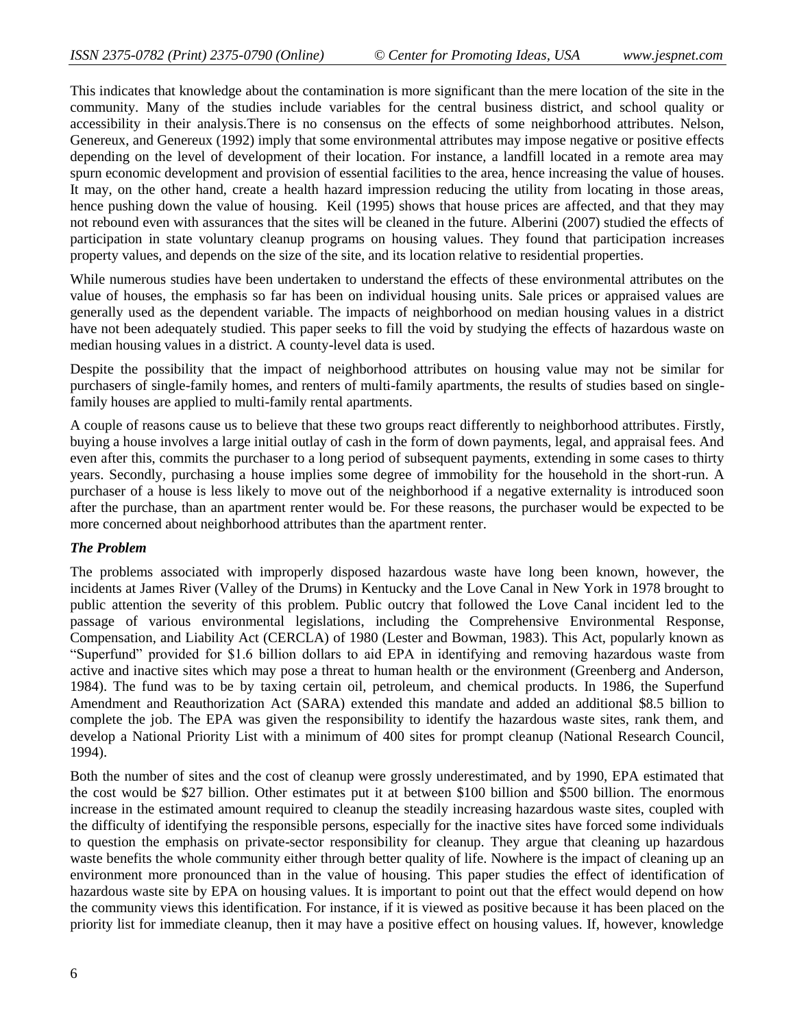This indicates that knowledge about the contamination is more significant than the mere location of the site in the community. Many of the studies include variables for the central business district, and school quality or accessibility in their analysis.There is no consensus on the effects of some neighborhood attributes. Nelson, Genereux, and Genereux (1992) imply that some environmental attributes may impose negative or positive effects depending on the level of development of their location. For instance, a landfill located in a remote area may spurn economic development and provision of essential facilities to the area, hence increasing the value of houses. It may, on the other hand, create a health hazard impression reducing the utility from locating in those areas, hence pushing down the value of housing. Keil (1995) shows that house prices are affected, and that they may not rebound even with assurances that the sites will be cleaned in the future. Alberini (2007) studied the effects of participation in state voluntary cleanup programs on housing values. They found that participation increases property values, and depends on the size of the site, and its location relative to residential properties.

While numerous studies have been undertaken to understand the effects of these environmental attributes on the value of houses, the emphasis so far has been on individual housing units. Sale prices or appraised values are generally used as the dependent variable. The impacts of neighborhood on median housing values in a district have not been adequately studied. This paper seeks to fill the void by studying the effects of hazardous waste on median housing values in a district. A county-level data is used.

Despite the possibility that the impact of neighborhood attributes on housing value may not be similar for purchasers of single-family homes, and renters of multi-family apartments, the results of studies based on single-family houses are applied to multi-family rental apartments.

A couple of reasons cause us to believe that these two groups react differently to neighborhood attributes. Firstly, buying a house involves a large initial outlay of cash in the form of down payments, legal, and appraisal fees. And even after this, commits the purchaser to a long period of subsequent payments, extending in some cases to thirty years. Secondly, purchasing a house implies some degree of immobility for the household in the short-run. A purchaser of a house is less likely to move out of the neighborhood if a negative externality is introduced soon after the purchase, than an apartment renter would be. For these reasons, the purchaser would be expected to be more concerned about neighborhood attributes than the apartment renter.

### *The Problem*

The problems associated with improperly disposed hazardous waste have long been known, however, the incidents at James River (Valley of the Drums) in Kentucky and the Love Canal in New York in 1978 brought to public attention the severity of this problem. Public outcry that followed the Love Canal incident led to the passage of various environmental legislations, including the Comprehensive Environmental Response, Compensation, and Liability Act (CERCLA) of 1980 (Lester and Bowman, 1983). This Act, popularly known as "Superfund" provided for $1.6 billion dollars to aid EPA in identifying and removing hazardous waste from active and inactive sites which may pose a threat to human health or the environment (Greenberg and Anderson, 1984). The fund was to be by taxing certain oil, petroleum, and chemical products. In 1986, the Superfund Amendment and Reauthorization Act (SARA) extended this mandate and added an additional $8.5 billion to complete the job. The EPA was given the responsibility to identify the hazardous waste sites, rank them, and develop a National Priority List with a minimum of 400 sites for prompt cleanup (National Research Council, 1994).

Both the number of sites and the cost of cleanup were grossly underestimated, and by 1990, EPA estimated that the cost would be $27 billion. Other estimates put it at between $100 billion and $500 billion. The enormous increase in the estimated amount required to cleanup the steadily increasing hazardous waste sites, coupled with the difficulty of identifying the responsible persons, especially for the inactive sites have forced some individuals to question the emphasis on private-sector responsibility for cleanup. They argue that cleaning up hazardous waste benefits the whole community either through better quality of life. Nowhere is the impact of cleaning up an environment more pronounced than in the value of housing. This paper studies the effect of identification of hazardous waste site by EPA on housing values. It is important to point out that the effect would depend on how the community views this identification. For instance, if it is viewed as positive because it has been placed on the priority list for immediate cleanup, then it may have a positive effect on housing values. If, however, knowledge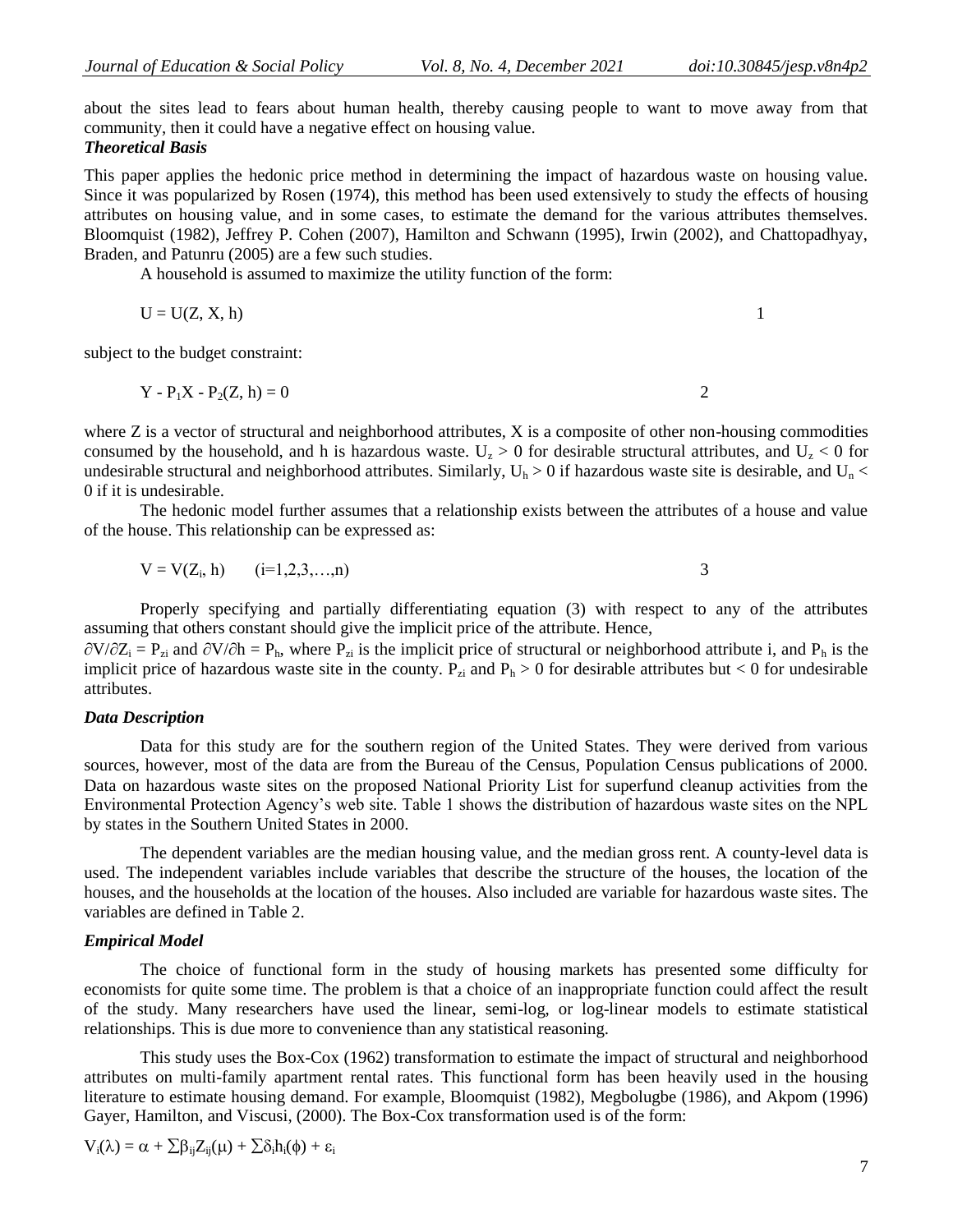about the sites lead to fears about human health, thereby causing people to want to move away from that community, then it could have a negative effect on housing value.

***Theoretical Basis***

This paper applies the hedonic price method in determining the impact of hazardous waste on housing value. Since it was popularized by Rosen (1974), this method has been used extensively to study the effects of housing attributes on housing value, and in some cases, to estimate the demand for the various attributes themselves. Bloomquist (1982), Jeffrey P. Cohen (2007), Hamilton and Schwann (1995), Irwin (2002), and Chattopadhyay, Braden, and Patunru (2005) are a few such studies.

A household is assumed to maximize the utility function of the form:

$$U = U(Z, X, h) \qquad 1$$

subject to the budget constraint:

$$Y - P_1X - P_2(Z, h) = 0 \qquad 2$$

where Z is a vector of structural and neighborhood attributes, X is a composite of other non-housing commodities consumed by the household, and h is hazardous waste. $U_z > 0$ for desirable structural attributes, and $U_z < 0$ for undesirable structural and neighborhood attributes. Similarly, $U_h > 0$ if hazardous waste site is desirable, and $U_n < 0$ if it is undesirable.

The hedonic model further assumes that a relationship exists between the attributes of a house and value of the house. This relationship can be expressed as:

$$V = V(Z_i, h) \qquad (i=1,2,3,\ldots,n) \qquad 3$$

Properly specifying and partially differentiating equation (3) with respect to any of the attributes assuming that others constant should give the implicit price of the attribute. Hence, $\partial V/\partial Z_i = P_{zi}$ and $\partial V/\partial h = P_h$, where $P_{zi}$ is the implicit price of structural or neighborhood attribute i, and $P_h$ is the implicit price of hazardous waste site in the county. $P_{zi}$ and $P_h > 0$ for desirable attributes but $< 0$ for undesirable attributes.

***Data Description***

Data for this study are for the southern region of the United States. They were derived from various sources, however, most of the data are from the Bureau of the Census, Population Census publications of 2000. Data on hazardous waste sites on the proposed National Priority List for superfund cleanup activities from the Environmental Protection Agency's web site. Table 1 shows the distribution of hazardous waste sites on the NPL by states in the Southern United States in 2000.

The dependent variables are the median housing value, and the median gross rent. A county-level data is used. The independent variables include variables that describe the structure of the houses, the location of the houses, and the households at the location of the houses. Also included are variable for hazardous waste sites. The variables are defined in Table 2.

***Empirical Model***

The choice of functional form in the study of housing markets has presented some difficulty for economists for quite some time. The problem is that a choice of an inappropriate function could affect the result of the study. Many researchers have used the linear, semi-log, or log-linear models to estimate statistical relationships. This is due more to convenience than any statistical reasoning.

This study uses the Box-Cox (1962) transformation to estimate the impact of structural and neighborhood attributes on multi-family apartment rental rates. This functional form has been heavily used in the housing literature to estimate housing demand. For example, Bloomquist (1982), Megbolugbe (1986), and Akpom (1996) Gayer, Hamilton, and Viscusi, (2000). The Box-Cox transformation used is of the form:

$$V_i(\lambda) = \alpha + \sum\beta_{ij}Z_{ij}(\mu) + \sum\delta_i h_i(\phi) + \varepsilon_i$$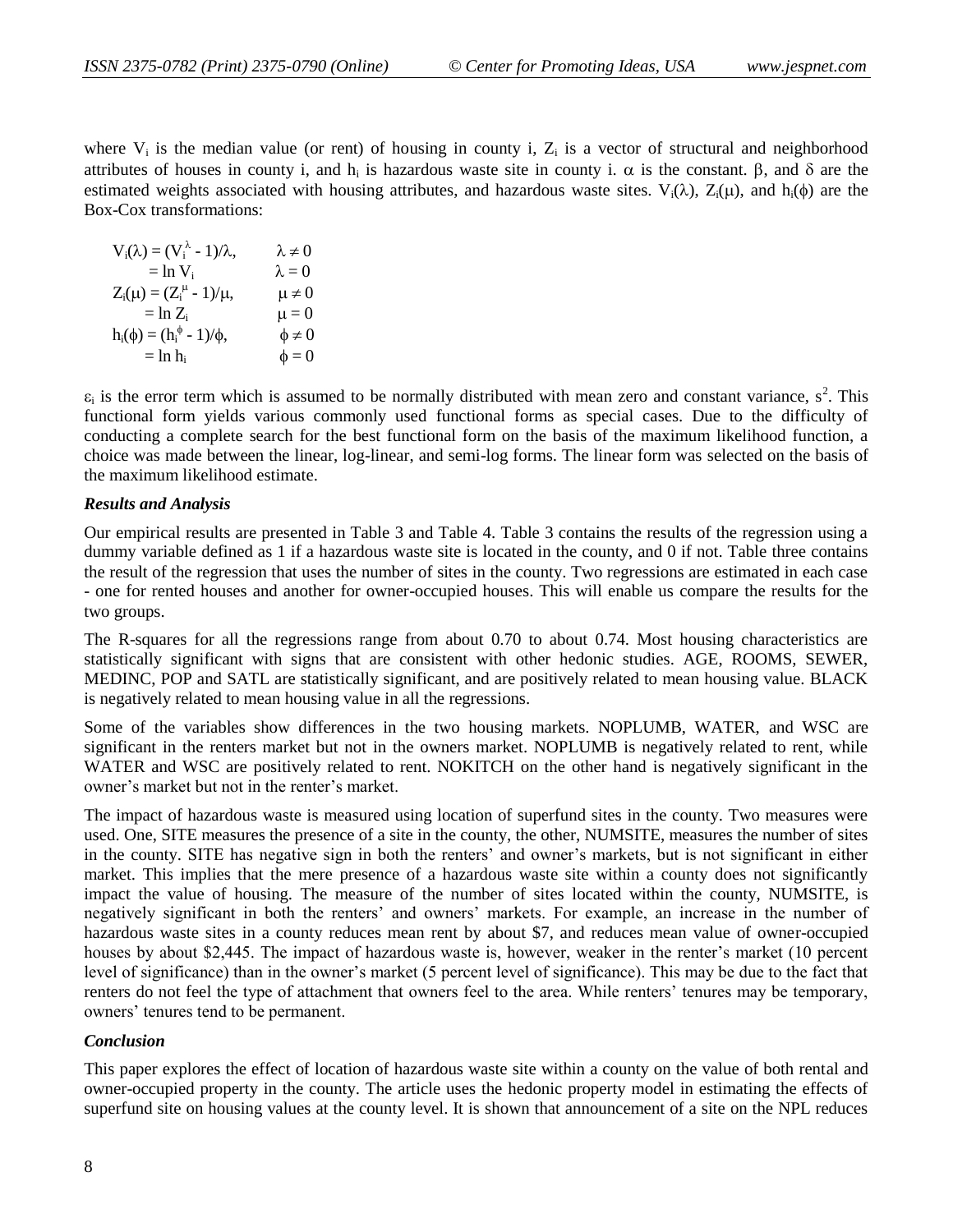where $V_i$ is the median value (or rent) of housing in county i, $Z_i$ is a vector of structural and neighborhood attributes of houses in county i, and $h_i$ is hazardous waste site in county i. $\alpha$ is the constant. $\beta$, and $\delta$ are the estimated weights associated with housing attributes, and hazardous waste sites. $V_i(\lambda)$, $Z_i(\mu)$, and $h_i(\phi)$ are the Box-Cox transformations:

$$
\begin{aligned}
V_i(\lambda) &= (V_i^{\lambda} - 1)/\lambda, && \lambda \neq 0 \\
&= \ln V_i && \lambda = 0 \\
Z_i(\mu) &= (Z_i^{\mu} - 1)/\mu, && \mu \neq 0 \\
&= \ln Z_i && \mu = 0 \\
h_i(\phi) &= (h_i^{\phi} - 1)/\phi, && \phi \neq 0 \\
&= \ln h_i && \phi = 0
\end{aligned}
$$

$\varepsilon_i$ is the error term which is assumed to be normally distributed with mean zero and constant variance, $s^2$. This functional form yields various commonly used functional forms as special cases. Due to the difficulty of conducting a complete search for the best functional form on the basis of the maximum likelihood function, a choice was made between the linear, log-linear, and semi-log forms. The linear form was selected on the basis of the maximum likelihood estimate.

### *Results and Analysis*

Our empirical results are presented in Table 3 and Table 4. Table 3 contains the results of the regression using a dummy variable defined as 1 if a hazardous waste site is located in the county, and 0 if not. Table three contains the result of the regression that uses the number of sites in the county. Two regressions are estimated in each case - one for rented houses and another for owner-occupied houses. This will enable us compare the results for the two groups.

The R-squares for all the regressions range from about 0.70 to about 0.74. Most housing characteristics are statistically significant with signs that are consistent with other hedonic studies. AGE, ROOMS, SEWER, MEDINC, POP and SATL are statistically significant, and are positively related to mean housing value. BLACK is negatively related to mean housing value in all the regressions.

Some of the variables show differences in the two housing markets. NOPLUMB, WATER, and WSC are significant in the renters market but not in the owners market. NOPLUMB is negatively related to rent, while WATER and WSC are positively related to rent. NOKITCH on the other hand is negatively significant in the owner's market but not in the renter's market.

The impact of hazardous waste is measured using location of superfund sites in the county. Two measures were used. One, SITE measures the presence of a site in the county, the other, NUMSITE, measures the number of sites in the county. SITE has negative sign in both the renters' and owner's markets, but is not significant in either market. This implies that the mere presence of a hazardous waste site within a county does not significantly impact the value of housing. The measure of the number of sites located within the county, NUMSITE, is negatively significant in both the renters' and owners' markets. For example, an increase in the number of hazardous waste sites in a county reduces mean rent by about \$7, and reduces mean value of owner-occupied houses by about \$2,445. The impact of hazardous waste is, however, weaker in the renter's market (10 percent level of significance) than in the owner's market (5 percent level of significance). This may be due to the fact that renters do not feel the type of attachment that owners feel to the area. While renters' tenures may be temporary, owners' tenures tend to be permanent.

### *Conclusion*

This paper explores the effect of location of hazardous waste site within a county on the value of both rental and owner-occupied property in the county. The article uses the hedonic property model in estimating the effects of superfund site on housing values at the county level. It is shown that announcement of a site on the NPL reduces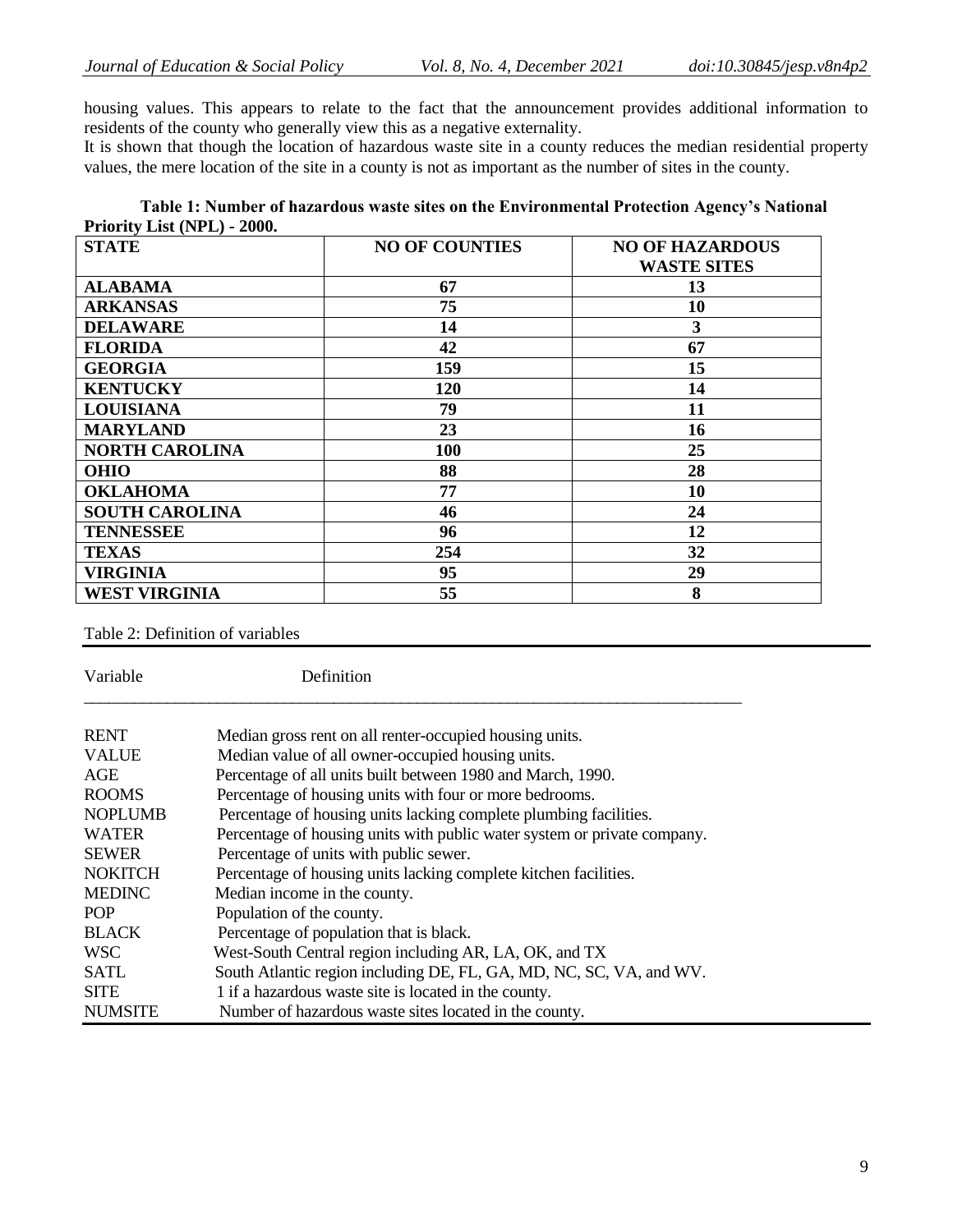housing values. This appears to relate to the fact that the announcement provides additional information to residents of the county who generally view this as a negative externality.

It is shown that though the location of hazardous waste site in a county reduces the median residential property values, the mere location of the site in a county is not as important as the number of sites in the county.

**Table 1: Number of hazardous waste sites on the Environmental Protection Agency's National Priority List (NPL) - 2000.**

| STATE | NO OF COUNTIES | NO OF HAZARDOUS WASTE SITES |
|---|---|---|
| ALABAMA | 67 | 13 |
| ARKANSAS | 75 | 10 |
| DELAWARE | 14 | 3 |
| FLORIDA | 42 | 67 |
| GEORGIA | 159 | 15 |
| KENTUCKY | 120 | 14 |
| LOUISIANA | 79 | 11 |
| MARYLAND | 23 | 16 |
| NORTH CAROLINA | 100 | 25 |
| OHIO | 88 | 28 |
| OKLAHOMA | 77 | 10 |
| SOUTH CAROLINA | 46 | 24 |
| TENNESSEE | 96 | 12 |
| TEXAS | 254 | 32 |
| VIRGINIA | 95 | 29 |
| WEST VIRGINIA | 55 | 8 |

Table 2: Definition of variables

| Variable | Definition |
|---|---|
| RENT | Median gross rent on all renter-occupied housing units. |
| VALUE | Median value of all owner-occupied housing units. |
| AGE | Percentage of all units built between 1980 and March, 1990. |
| ROOMS | Percentage of housing units with four or more bedrooms. |
| NOPLUMB | Percentage of housing units lacking complete plumbing facilities. |
| WATER | Percentage of housing units with public water system or private company. |
| SEWER | Percentage of units with public sewer. |
| NOKITCH | Percentage of housing units lacking complete kitchen facilities. |
| MEDINC | Median income in the county. |
| POP | Population of the county. |
| BLACK | Percentage of population that is black. |
| WSC | West-South Central region including AR, LA, OK, and TX |
| SATL | South Atlantic region including DE, FL, GA, MD, NC, SC, VA, and WV. |
| SITE | 1 if a hazardous waste site is located in the county. |
| NUMSITE | Number of hazardous waste sites located in the county. |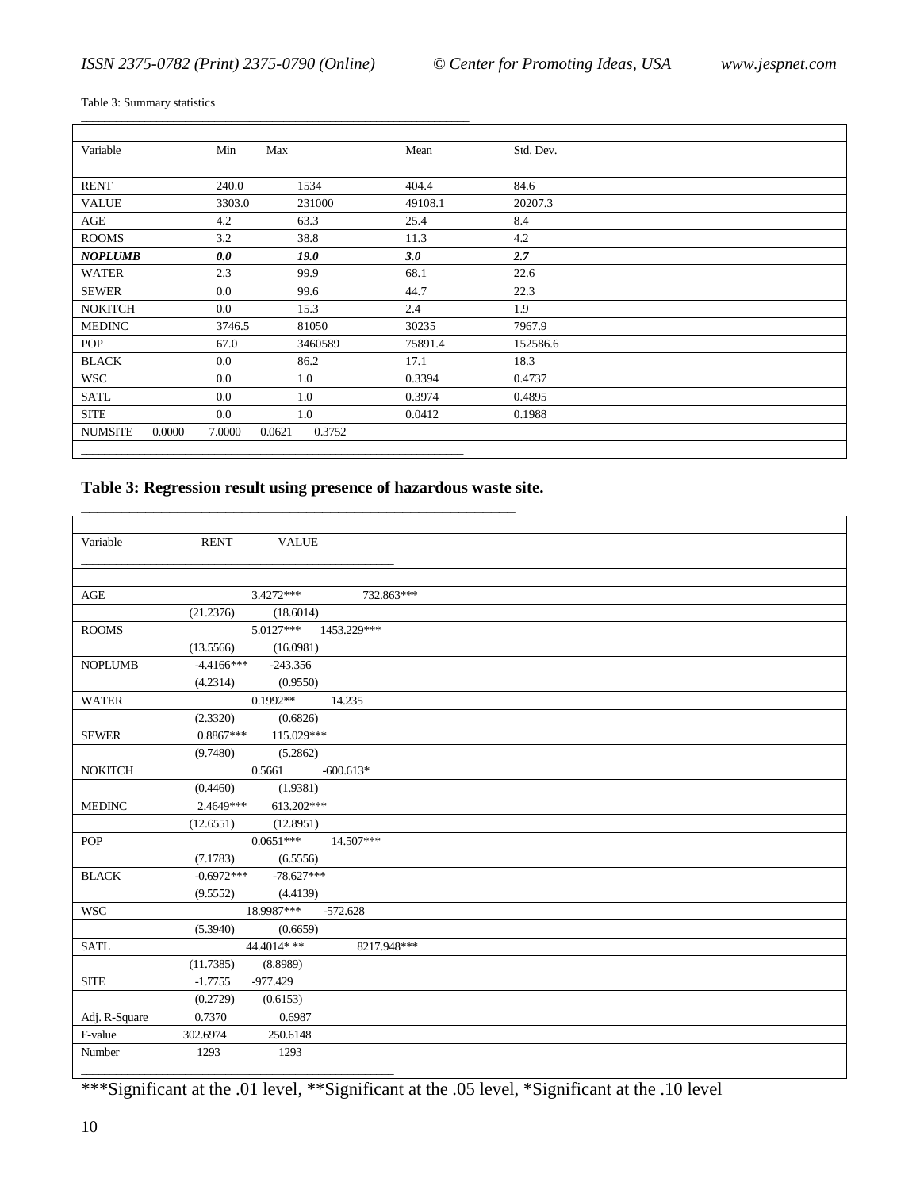Table 3: Summary statistics

| Variable | Min | Max | Mean | Std. Dev. |
|---|---|---|---|---|
| RENT | 240.0 | 1534 | 404.4 | 84.6 |
| VALUE | 3303.0 | 231000 | 49108.1 | 20207.3 |
| AGE | 4.2 | 63.3 | 25.4 | 8.4 |
| ROOMS | 3.2 | 38.8 | 11.3 | 4.2 |
| ***NOPLUMB*** | ***0.0*** | ***19.0*** | ***3.0*** | ***2.7*** |
| WATER | 2.3 | 99.9 | 68.1 | 22.6 |
| SEWER | 0.0 | 99.6 | 44.7 | 22.3 |
| NOKITCH | 0.0 | 15.3 | 2.4 | 1.9 |
| MEDINC | 3746.5 | 81050 | 30235 | 7967.9 |
| POP | 67.0 | 3460589 | 75891.4 | 152586.6 |
| BLACK | 0.0 | 86.2 | 17.1 | 18.3 |
| WSC | 0.0 | 1.0 | 0.3394 | 0.4737 |
| SATL | 0.0 | 1.0 | 0.3974 | 0.4895 |
| SITE | 0.0 | 1.0 | 0.0412 | 0.1988 |
| NUMSITE | 0.0000 | 7.0000 | 0.0621 | 0.3752 |

**Table 3: Regression result using presence of hazardous waste site.**

| Variable | RENT | VALUE |
|---|---|---|
| AGE | 3.4272*** | 732.863*** |
| | (21.2376) | (18.6014) |
| ROOMS | 5.0127*** | 1453.229*** |
| | (13.5566) | (16.0981) |
| NOPLUMB | -4.4166*** | -243.356 |
| | (4.2314) | (0.9550) |
| WATER | 0.1992** | 14.235 |
| | (2.3320) | (0.6826) |
| SEWER | 0.8867*** | 115.029*** |
| | (9.7480) | (5.2862) |
| NOKITCH | 0.5661 | -600.613* |
| | (0.4460) | (1.9381) |
| MEDINC | 2.4649*** | 613.202*** |
| | (12.6551) | (12.8951) |
| POP | 0.0651*** | 14.507*** |
| | (7.1783) | (6.5556) |
| BLACK | -0.6972*** | -78.627*** |
| | (9.5552) | (4.4139) |
| WSC | 18.9987*** | -572.628 |
| | (5.3940) | (0.6659) |
| SATL | 44.4014* ** | 8217.948*** |
| | (11.7385) | (8.8989) |
| SITE | -1.7755 | -977.429 |
| | (0.2729) | (0.6153) |
| Adj. R-Square | 0.7370 | 0.6987 |
| F-value | 302.6974 | 250.6148 |
| Number | 1293 | 1293 |

***Significant at the .01 level, **Significant at the .05 level, *Significant at the .10 level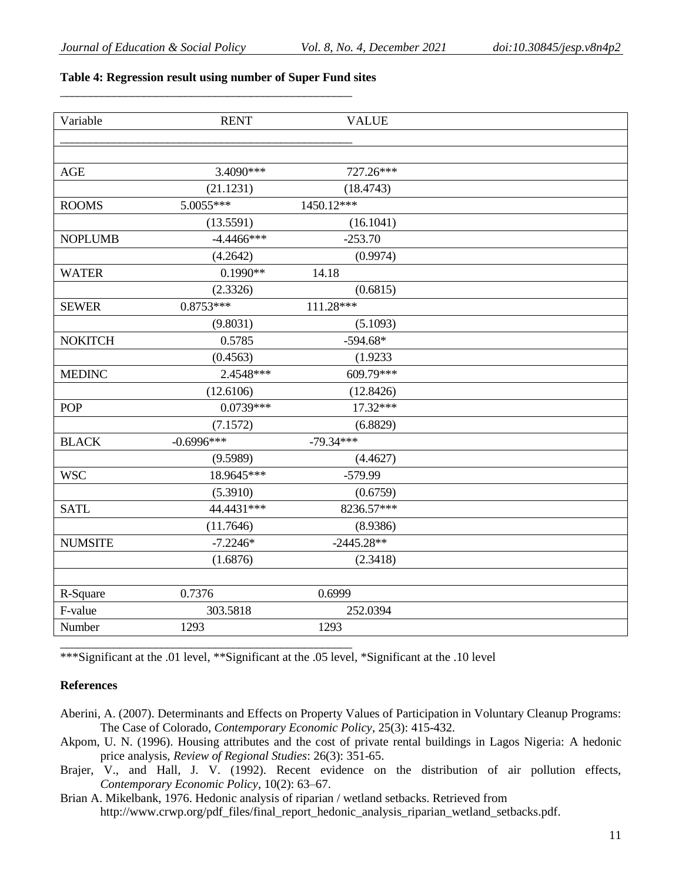**Table 4: Regression result using number of Super Fund sites**

| Variable | RENT | VALUE |
|---|---|---|
| AGE | 3.4090*** | 727.26*** |
| | (21.1231) | (18.4743) |
| ROOMS | 5.0055*** | 1450.12*** |
| | (13.5591) | (16.1041) |
| NOPLUMB | -4.4466*** | -253.70 |
| | (4.2642) | (0.9974) |
| WATER | 0.1990** | 14.18 |
| | (2.3326) | (0.6815) |
| SEWER | 0.8753*** | 111.28*** |
| | (9.8031) | (5.1093) |
| NOKITCH | 0.5785 | -594.68* |
| | (0.4563) | (1.9233 |
| MEDINC | 2.4548*** | 609.79*** |
| | (12.6106) | (12.8426) |
| POP | 0.0739*** | 17.32*** |
| | (7.1572) | (6.8829) |
| BLACK | -0.6996*** | -79.34*** |
| | (9.5989) | (4.4627) |
| WSC | 18.9645*** | -579.99 |
| | (5.3910) | (0.6759) |
| SATL | 44.4431*** | 8236.57*** |
| | (11.7646) | (8.9386) |
| NUMSITE | -7.2246* | -2445.28** |
| | (1.6876) | (2.3418) |
| R-Square | 0.7376 | 0.6999 |
| F-value | 303.5818 | 252.0394 |
| Number | 1293 | 1293 |

***Significant at the .01 level, **Significant at the .05 level, *Significant at the .10 level

## References

Aberini, A. (2007). Determinants and Effects on Property Values of Participation in Voluntary Cleanup Programs: The Case of Colorado, *Contemporary Economic Policy*, 25(3): 415-432.

Akpom, U. N. (1996). Housing attributes and the cost of private rental buildings in Lagos Nigeria: A hedonic price analysis, *Review of Regional Studies*: 26(3): 351-65.

Brajer, V., and Hall, J. V. (1992). Recent evidence on the distribution of air pollution effects, *Contemporary Economic Policy*, 10(2): 63–67.

Brian A. Mikelbank, 1976. Hedonic analysis of riparian / wetland setbacks. Retrieved from http://www.crwp.org/pdf_files/final_report_hedonic_analysis_riparian_wetland_setbacks.pdf.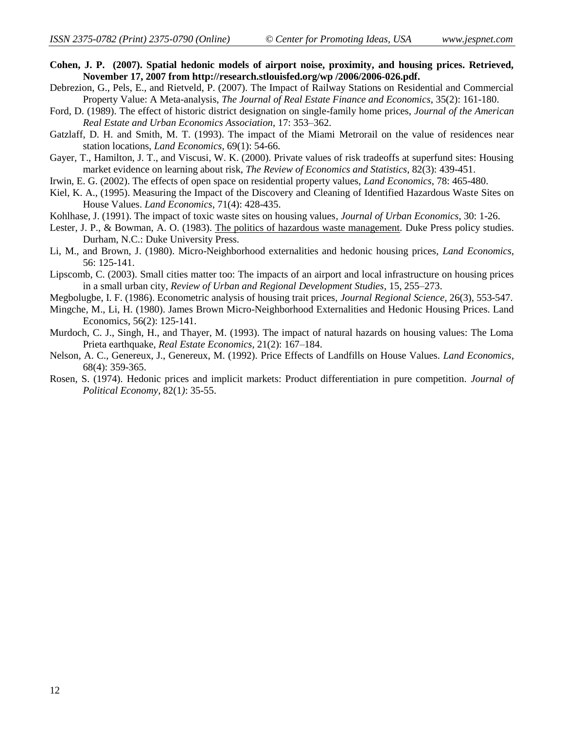**Cohen, J. P. (2007). Spatial hedonic models of airport noise, proximity, and housing prices. Retrieved, November 17, 2007 from http://research.stlouisfed.org/wp /2006/2006-026.pdf.**

Debrezion, G., Pels, E., and Rietveld, P. (2007). The Impact of Railway Stations on Residential and Commercial Property Value: A Meta-analysis, *The Journal of Real Estate Finance and Economics*, 35(2): 161-180.

Ford, D. (1989). The effect of historic district designation on single-family home prices, *Journal of the American Real Estate and Urban Economics Association*, 17: 353–362.

Gatzlaff, D. H. and Smith, M. T. (1993). The impact of the Miami Metrorail on the value of residences near station locations, *Land Economics*, 69(1): 54-66.

Gayer, T., Hamilton, J. T., and Viscusi, W. K. (2000). Private values of risk tradeoffs at superfund sites: Housing market evidence on learning about risk, *The Review of Economics and Statistics*, 82(3): 439-451.

Irwin, E. G. (2002). The effects of open space on residential property values, *Land Economics*, 78: 465-480.

Kiel, K. A., (1995). Measuring the Impact of the Discovery and Cleaning of Identified Hazardous Waste Sites on House Values. *Land Economics*, 71(4): 428-435.

Kohlhase, J. (1991). The impact of toxic waste sites on housing values, *Journal of Urban Economics*, 30: 1-26.

Lester, J. P., & Bowman, A. O. (1983). The politics of hazardous waste management. Duke Press policy studies. Durham, N.C.: Duke University Press.

Li, M., and Brown, J. (1980). Micro-Neighborhood externalities and hedonic housing prices, *Land Economics*, 56: 125-141.

Lipscomb, C. (2003). Small cities matter too: The impacts of an airport and local infrastructure on housing prices in a small urban city, *Review of Urban and Regional Development Studies*, 15, 255–273.

Megbolugbe, I. F. (1986). Econometric analysis of housing trait prices, *Journal Regional Science*, 26(3), 553-547.

Mingche, M., Li, H. (1980). James Brown Micro-Neighborhood Externalities and Hedonic Housing Prices. Land Economics, 56(2): 125-141.

Murdoch, C. J., Singh, H., and Thayer, M. (1993). The impact of natural hazards on housing values: The Loma Prieta earthquake, *Real Estate Economics*, 21(2): 167–184.

Nelson, A. C., Genereux, J., Genereux, M. (1992). Price Effects of Landfills on House Values. *Land Economics*, 68(4): 359-365.

Rosen, S. (1974). Hedonic prices and implicit markets: Product differentiation in pure competition. *Journal of Political Economy*, 82(1): 35-55.